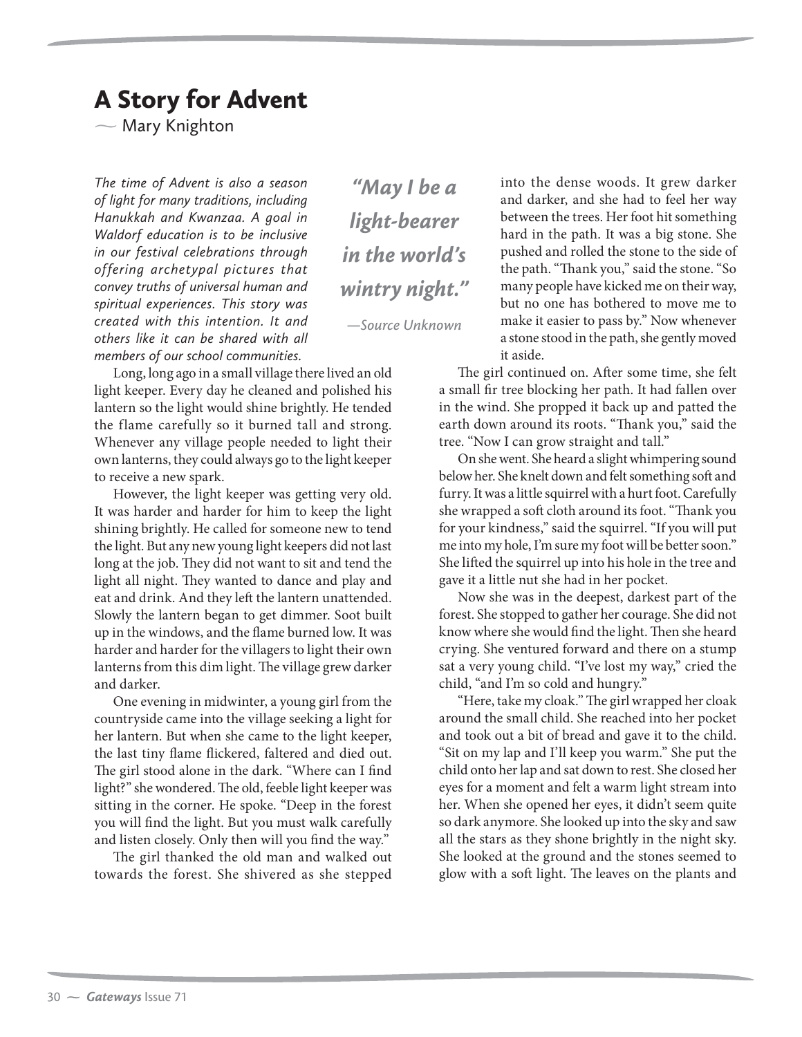# A Story for Advent

— Mary Knighton

*The time of Advent is also a season of light for many traditions, including Hanukkah and Kwanzaa. A goal in Waldorf education is to be inclusive in our festival celebrations through offering archetypal pictures that convey truths of universal human and spiritual experiences. This story was created with this intention. It and others like it can be shared with all members of our school communities.*

> ***"May I be a light-bearer in the world's wintry night."***
>
> *—Source Unknown*

Long, long ago in a small village there lived an old light keeper. Every day he cleaned and polished his lantern so the light would shine brightly. He tended the flame carefully so it burned tall and strong. Whenever any village people needed to light their own lanterns, they could always go to the light keeper to receive a new spark.

However, the light keeper was getting very old. It was harder and harder for him to keep the light shining brightly. He called for someone new to tend the light. But any new young light keepers did not last long at the job. They did not want to sit and tend the light all night. They wanted to dance and play and eat and drink. And they left the lantern unattended. Slowly the lantern began to get dimmer. Soot built up in the windows, and the flame burned low. It was harder and harder for the villagers to light their own lanterns from this dim light. The village grew darker and darker.

One evening in midwinter, a young girl from the countryside came into the village seeking a light for her lantern. But when she came to the light keeper, the last tiny flame flickered, faltered and died out. The girl stood alone in the dark. "Where can I find light?" she wondered. The old, feeble light keeper was sitting in the corner. He spoke. "Deep in the forest you will find the light. But you must walk carefully and listen closely. Only then will you find the way."

The girl thanked the old man and walked out towards the forest. She shivered as she stepped into the dense woods. It grew darker and darker, and she had to feel her way between the trees. Her foot hit something hard in the path. It was a big stone. She pushed and rolled the stone to the side of the path. "Thank you," said the stone. "So many people have kicked me on their way, but no one has bothered to move me to make it easier to pass by." Now whenever a stone stood in the path, she gently moved it aside.

The girl continued on. After some time, she felt a small fir tree blocking her path. It had fallen over in the wind. She propped it back up and patted the earth down around its roots. "Thank you," said the tree. "Now I can grow straight and tall."

On she went. She heard a slight whimpering sound below her. She knelt down and felt something soft and furry. It was a little squirrel with a hurt foot. Carefully she wrapped a soft cloth around its foot. "Thank you for your kindness," said the squirrel. "If you will put me into my hole, I'm sure my foot will be better soon." She lifted the squirrel up into his hole in the tree and gave it a little nut she had in her pocket.

Now she was in the deepest, darkest part of the forest. She stopped to gather her courage. She did not know where she would find the light. Then she heard crying. She ventured forward and there on a stump sat a very young child. "I've lost my way," cried the child, "and I'm so cold and hungry."

"Here, take my cloak." The girl wrapped her cloak around the small child. She reached into her pocket and took out a bit of bread and gave it to the child. "Sit on my lap and I'll keep you warm." She put the child onto her lap and sat down to rest. She closed her eyes for a moment and felt a warm light stream into her. When she opened her eyes, it didn't seem quite so dark anymore. She looked up into the sky and saw all the stars as they shone brightly in the night sky. She looked at the ground and the stones seemed to glow with a soft light. The leaves on the plants and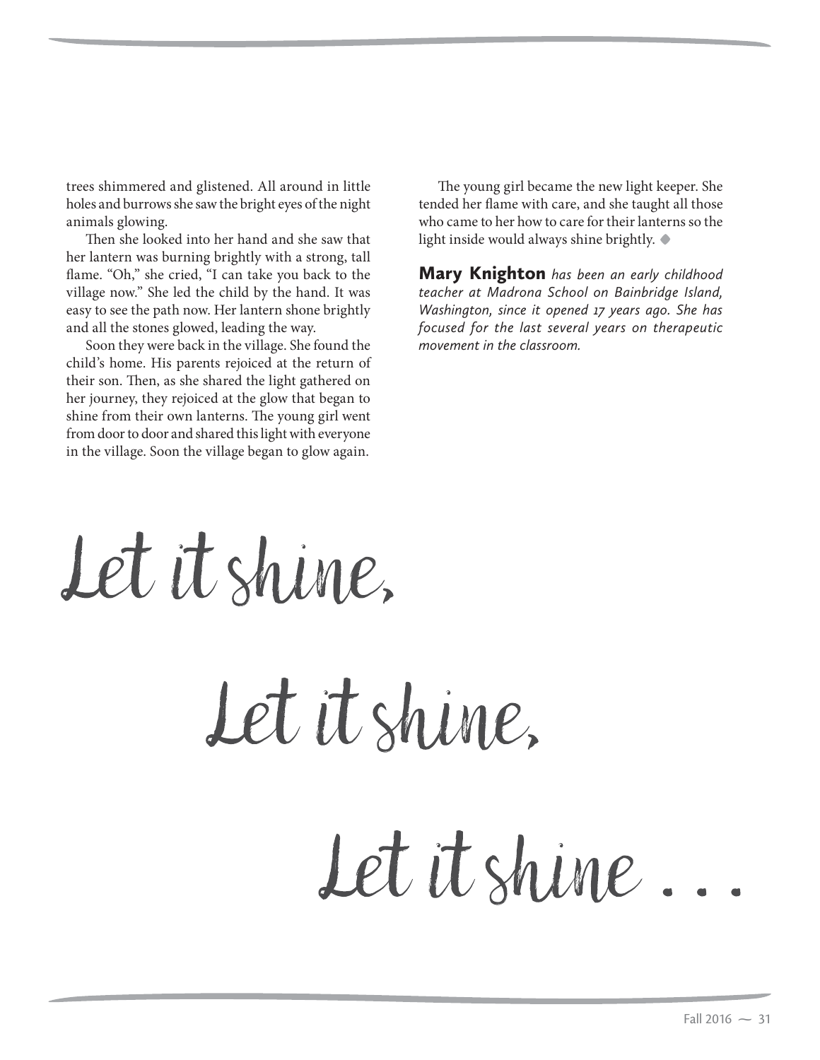trees shimmered and glistened. All around in little holes and burrows she saw the bright eyes of the night animals glowing.

Then she looked into her hand and she saw that her lantern was burning brightly with a strong, tall flame. "Oh," she cried, "I can take you back to the village now." She led the child by the hand. It was easy to see the path now. Her lantern shone brightly and all the stones glowed, leading the way.

Soon they were back in the village. She found the child's home. His parents rejoiced at the return of their son. Then, as she shared the light gathered on her journey, they rejoiced at the glow that began to shine from their own lanterns. The young girl went from door to door and shared this light with everyone in the village. Soon the village began to glow again.

The young girl became the new light keeper. She tended her flame with care, and she taught all those who came to her how to care for their lanterns so the light inside would always shine brightly. ◆

**Mary Knighton** *has been an early childhood teacher at Madrona School on Bainbridge Island, Washington, since it opened 17 years ago. She has focused for the last several years on therapeutic movement in the classroom.*

Let it shine,

Let it shine,

Let it shine . . .